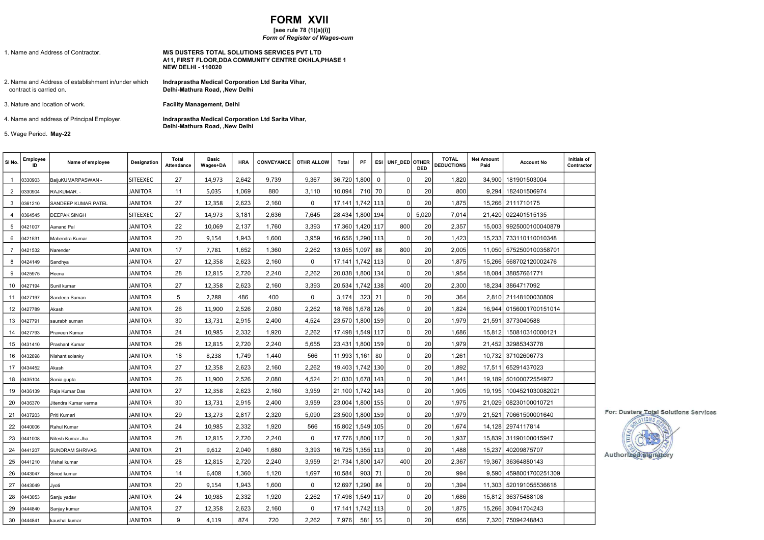# FORM XVII

**[see rule 78 (1)(a)(i)]**

*Form of Register of Wages-cum*

1. Name and Address of Contractor. **M/S DUSTERS TOTAL SOLUTIONS SERVICES PVT LTD A11, FIRST FLOOR,DDA COMMUNITY CENTRE OKHLA,PHASE 1 NEW DELHI - 110020**

2. Name and Address of establishment in/under which contract is carried on. **Indraprastha Medical Corporation Ltd Sarita Vihar, Delhi-Mathura Road, ,New Delhi**

3. Nature and location of work. **Facility Management, Delhi**

4. Name and address of Principal Employer. **Indraprastha Medical Corporation Ltd Sarita Vihar, Delhi-Mathura Road, ,New Delhi**

5. Wage Period. **May-22**

| Sl No. | Employee ID | Name of employee | Designation | Total Attendance | Basic Wages+DA | HRA | CONVEYANCE | OTHR ALLOW | Total | PF | ESI | UNF_DED | OTHER DED | TOTAL DEDUCTIONS | Net Amount Paid | Account No | Initials of Contractor |
|---|---|---|---|---|---|---|---|---|---|---|---|---|---|---|---|---|---|
| 1 | 0330903 | BaijuKUMARPASWAN - | SITEEXEC | 27 | 14,973 | 2,642 | 9,739 | 9,367 | 36,720 | 1,800 | 0 | 0 | 20 | 1,820 | 34,900 | 181901503004 | |
| 2 | 0330904 | RAJKUMAR. - | JANITOR | 11 | 5,035 | 1,069 | 880 | 3,110 | 10,094 | 710 | 70 | 0 | 20 | 800 | 9,294 | 182401506974 | |
| 3 | 0361210 | SANDEEP KUMAR PATEL | JANITOR | 27 | 12,358 | 2,623 | 2,160 | 0 | 17,141 | 1,742 | 113 | 0 | 20 | 1,875 | 15,266 | 2111710175 | |
| 4 | 0364545 | DEEPAK SINGH | SITEEXEC | 27 | 14,973 | 3,181 | 2,636 | 7,645 | 28,434 | 1,800 | 194 | 0 | 5,020 | 7,014 | 21,420 | 022401515135 | |
| 5 | 0421007 | Aanand Pal | JANITOR | 22 | 10,069 | 2,137 | 1,760 | 3,393 | 17,360 | 1,420 | 117 | 800 | 20 | 2,357 | 15,003 | 9925000100040879 | |
| 6 | 0421531 | Mahendra Kumar | JANITOR | 20 | 9,154 | 1,943 | 1,600 | 3,959 | 16,656 | 1,290 | 113 | 0 | 20 | 1,423 | 15,233 | 733110110010348 | |
| 7 | 0421532 | Narender | JANITOR | 17 | 7,781 | 1,652 | 1,360 | 2,262 | 13,055 | 1,097 | 88 | 800 | 20 | 2,005 | 11,050 | 5752500100358701 | |
| 8 | 0424149 | Sandhya | JANITOR | 27 | 12,358 | 2,623 | 2,160 | 0 | 17,141 | 1,742 | 113 | 0 | 20 | 1,875 | 15,266 | 568702120002476 | |
| 9 | 0425975 | Heena | JANITOR | 28 | 12,815 | 2,720 | 2,240 | 2,262 | 20,038 | 1,800 | 134 | 0 | 20 | 1,954 | 18,084 | 38857661771 | |
| 10 | 0427194 | Sunil kumar | JANITOR | 27 | 12,358 | 2,623 | 2,160 | 3,393 | 20,534 | 1,742 | 138 | 400 | 20 | 2,300 | 18,234 | 3864717092 | |
| 11 | 0427197 | Sandeep Suman | JANITOR | 5 | 2,288 | 486 | 400 | 0 | 3,174 | 323 | 21 | 0 | 20 | 364 | 2,810 | 21148100030809 | |
| 12 | 0427789 | Akash | JANITOR | 26 | 11,900 | 2,526 | 2,080 | 2,262 | 18,768 | 1,678 | 126 | 0 | 20 | 1,824 | 16,944 | 0156001700151014 | |
| 13 | 0427791 | saurabh suman | JANITOR | 30 | 13,731 | 2,915 | 2,400 | 4,524 | 23,570 | 1,800 | 159 | 0 | 20 | 1,979 | 21,591 | 3773040588 | |
| 14 | 0427793 | Praveen Kumar | JANITOR | 24 | 10,985 | 2,332 | 1,920 | 2,262 | 17,498 | 1,549 | 117 | 0 | 20 | 1,686 | 15,812 | 150810310000121 | |
| 15 | 0431410 | Prashant Kumar | JANITOR | 28 | 12,815 | 2,720 | 2,240 | 5,655 | 23,431 | 1,800 | 159 | 0 | 20 | 1,979 | 21,452 | 32985343778 | |
| 16 | 0432898 | Nishant solanky | JANITOR | 18 | 8,238 | 1,749 | 1,440 | 566 | 11,993 | 1,161 | 80 | 0 | 20 | 1,261 | 10,732 | 37102606773 | |
| 17 | 0434452 | Akash | JANITOR | 27 | 12,358 | 2,623 | 2,160 | 2,262 | 19,403 | 1,742 | 130 | 0 | 20 | 1,892 | 17,511 | 65291437023 | |
| 18 | 0435104 | Sonia gupta | JANITOR | 26 | 11,900 | 2,526 | 2,080 | 4,524 | 21,030 | 1,678 | 143 | 0 | 20 | 1,841 | 19,189 | 50100072554972 | |
| 19 | 0436139 | Raja Kumar Das | JANITOR | 27 | 12,358 | 2,623 | 2,160 | 3,959 | 21,100 | 1,742 | 143 | 0 | 20 | 1,905 | 19,195 | 1004521030082021 | |
| 20 | 0436370 | Jitendra Kumar verma | JANITOR | 30 | 13,731 | 2,915 | 2,400 | 3,959 | 23,004 | 1,800 | 155 | 0 | 20 | 1,975 | 21,029 | 08230100010721 | |
| 21 | 0437203 | Priti Kumari | JANITOR | 29 | 13,273 | 2,817 | 2,320 | 5,090 | 23,500 | 1,800 | 159 | 0 | 20 | 1,979 | 21,521 | 70661500001640 | |
| 22 | 0440006 | Rahul Kumar | JANITOR | 24 | 10,985 | 2,332 | 1,920 | 566 | 15,802 | 1,549 | 105 | 0 | 20 | 1,674 | 14,128 | 2974117814 | |
| 23 | 0441008 | Nitesh Kumar Jha | JANITOR | 28 | 12,815 | 2,720 | 2,240 | 0 | 17,776 | 1,800 | 117 | 0 | 20 | 1,937 | 15,839 | 31190100015947 | |
| 24 | 0441207 | SUNDRAM SHRIVAS | JANITOR | 21 | 9,612 | 2,040 | 1,680 | 3,393 | 16,725 | 1,355 | 113 | 0 | 20 | 1,488 | 15,237 | 40209875707 | |
| 25 | 0441210 | Vishal kumar | JANITOR | 28 | 12,815 | 2,720 | 2,240 | 3,959 | 21,734 | 1,800 | 147 | 400 | 20 | 2,367 | 19,367 | 36364880143 | |
| 26 | 0443047 | Sinod kumar | JANITOR | 14 | 6,408 | 1,360 | 1,120 | 1,697 | 10,584 | 903 | 71 | 0 | 20 | 994 | 9,590 | 4598001700251309 | |
| 27 | 0443049 | Jyoti | JANITOR | 20 | 9,154 | 1,943 | 1,600 | 0 | 12,697 | 1,290 | 84 | 0 | 20 | 1,394 | 11,303 | 520191055536618 | |
| 28 | 0443053 | Sanju yadav | JANITOR | 24 | 10,985 | 2,332 | 1,920 | 2,262 | 17,498 | 1,549 | 117 | 0 | 20 | 1,686 | 15,812 | 36375488108 | |
| 29 | 0444840 | Sanjay kumar | JANITOR | 27 | 12,358 | 2,623 | 2,160 | 0 | 17,141 | 1,742 | 113 | 0 | 20 | 1,875 | 15,266 | 30941704243 | |
| 30 | 0444841 | kaushal kumar | JANITOR | 9 | 4,119 | 874 | 720 | 2,262 | 7,976 | 581 | 55 | 0 | 20 | 656 | 7,320 | 75094248843 | |

For: Dusters Total Solutions Services

Authorized signatory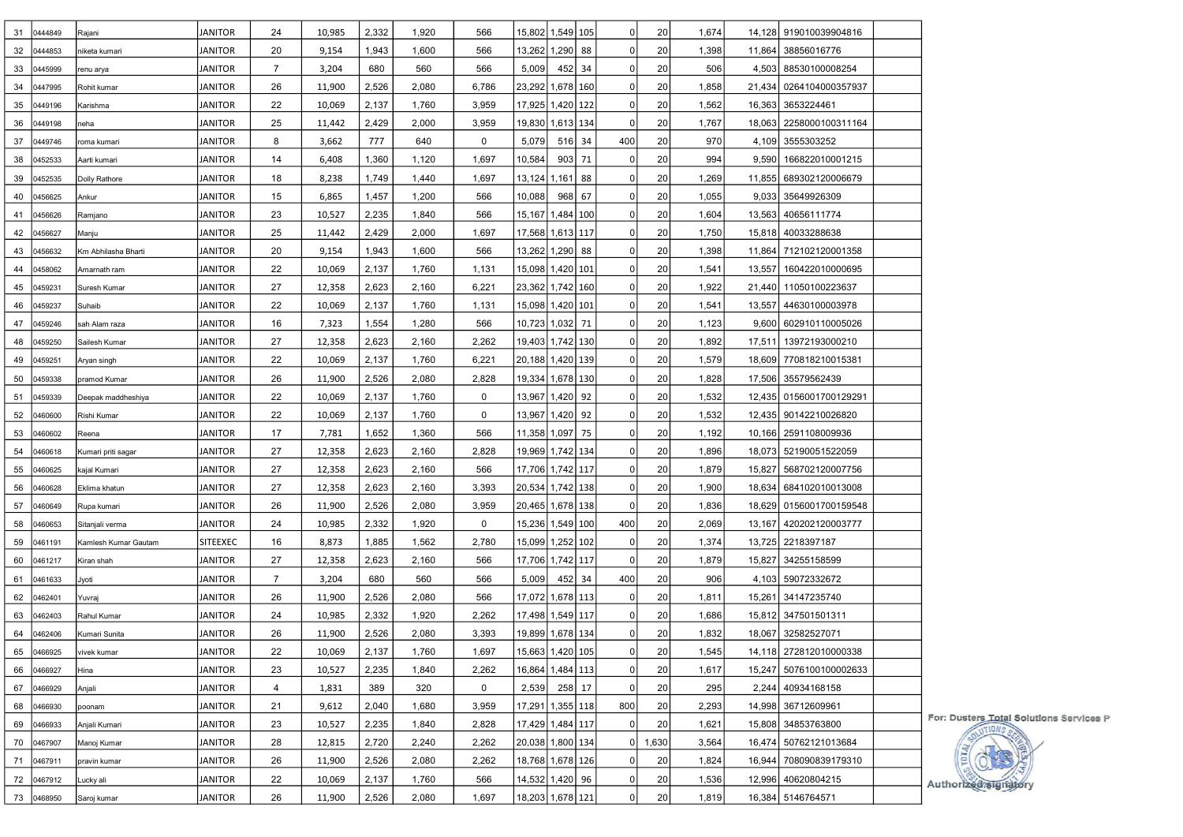| | | | | | | | | | | | | | | | | | |
|---|---|---|---|---|---|---|---|---|---|---|---|---|---|---|---|---|---|
| 31 | 0444849 | Rajani | JANITOR | 24 | 10,985 | 2,332 | 1,920 | 566 | 15,802 | 1,549 | 105 | 0 | 20 | 1,674 | 14,128 | 919010039904816 | |
| 32 | 0444853 | niketa kumari | JANITOR | 20 | 9,154 | 1,943 | 1,600 | 566 | 13,262 | 1,290 | 88 | 0 | 20 | 1,398 | 11,864 | 38856016776 | |
| 33 | 0445999 | renu arya | JANITOR | 7 | 3,204 | 680 | 560 | 566 | 5,009 | 452 | 34 | 0 | 20 | 506 | 4,503 | 88530100008254 | |
| 34 | 0447995 | Rohit kumar | JANITOR | 26 | 11,900 | 2,526 | 2,080 | 6,786 | 23,292 | 1,678 | 160 | 0 | 20 | 1,858 | 21,434 | 0264104000357937 | |
| 35 | 0449196 | Karishma | JANITOR | 22 | 10,069 | 2,137 | 1,760 | 3,959 | 17,925 | 1,420 | 122 | 0 | 20 | 1,562 | 16,363 | 3653224461 | |
| 36 | 0449198 | neha | JANITOR | 25 | 11,442 | 2,429 | 2,000 | 3,959 | 19,830 | 1,613 | 134 | 0 | 20 | 1,767 | 18,063 | 2258000100311164 | |
| 37 | 0449746 | roma kumari | JANITOR | 8 | 3,662 | 777 | 640 | 0 | 5,079 | 516 | 34 | 400 | 20 | 970 | 4,109 | 3555303252 | |
| 38 | 0452533 | Aarti kumari | JANITOR | 14 | 6,408 | 1,360 | 1,120 | 1,697 | 10,584 | 903 | 71 | 0 | 20 | 994 | 9,590 | 166822010001215 | |
| 39 | 0452535 | Dolly Rathore | JANITOR | 18 | 8,238 | 1,749 | 1,440 | 1,697 | 13,124 | 1,161 | 88 | 0 | 20 | 1,269 | 11,855 | 689302120006679 | |
| 40 | 0456625 | Ankur | JANITOR | 15 | 6,865 | 1,457 | 1,200 | 566 | 10,088 | 968 | 67 | 0 | 20 | 1,055 | 9,033 | 35649926309 | |
| 41 | 0456626 | Ramjano | JANITOR | 23 | 10,527 | 2,235 | 1,840 | 566 | 15,167 | 1,484 | 100 | 0 | 20 | 1,604 | 13,563 | 40656111774 | |
| 42 | 0456627 | Manju | JANITOR | 25 | 11,442 | 2,429 | 2,000 | 1,697 | 17,568 | 1,613 | 117 | 0 | 20 | 1,750 | 15,818 | 40033288638 | |
| 43 | 0456632 | Km Abhilasha Bharti | JANITOR | 20 | 9,154 | 1,943 | 1,600 | 566 | 13,262 | 1,290 | 88 | 0 | 20 | 1,398 | 11,864 | 712102120001358 | |
| 44 | 0458062 | Amarnath ram | JANITOR | 22 | 10,069 | 2,137 | 1,760 | 1,131 | 15,098 | 1,420 | 101 | 0 | 20 | 1,541 | 13,557 | 160422010000695 | |
| 45 | 0459231 | Suresh Kumar | JANITOR | 27 | 12,358 | 2,623 | 2,160 | 6,221 | 23,362 | 1,742 | 160 | 0 | 20 | 1,922 | 21,440 | 11050100223637 | |
| 46 | 0459237 | Suhaib | JANITOR | 22 | 10,069 | 2,137 | 1,760 | 1,131 | 15,098 | 1,420 | 101 | 0 | 20 | 1,541 | 13,557 | 44630100003978 | |
| 47 | 0459246 | sah Alam raza | JANITOR | 16 | 7,323 | 1,554 | 1,280 | 566 | 10,723 | 1,032 | 71 | 0 | 20 | 1,123 | 9,600 | 602910110005026 | |
| 48 | 0459250 | Sailesh Kumar | JANITOR | 27 | 12,358 | 2,623 | 2,160 | 2,262 | 19,403 | 1,742 | 130 | 0 | 20 | 1,892 | 17,511 | 13972193000210 | |
| 49 | 0459251 | Aryan singh | JANITOR | 22 | 10,069 | 2,137 | 1,760 | 6,221 | 20,188 | 1,420 | 139 | 0 | 20 | 1,579 | 18,609 | 770818210015381 | |
| 50 | 0459338 | pramod Kumar | JANITOR | 26 | 11,900 | 2,526 | 2,080 | 2,828 | 19,334 | 1,678 | 130 | 0 | 20 | 1,828 | 17,506 | 35579562439 | |
| 51 | 0459339 | Deepak maddheshiya | JANITOR | 22 | 10,069 | 2,137 | 1,760 | 0 | 13,967 | 1,420 | 92 | 0 | 20 | 1,532 | 12,435 | 0156001700129291 | |
| 52 | 0460600 | Rishi Kumar | JANITOR | 22 | 10,069 | 2,137 | 1,760 | 0 | 13,967 | 1,420 | 92 | 0 | 20 | 1,532 | 12,435 | 90142210026820 | |
| 53 | 0460602 | Reena | JANITOR | 17 | 7,781 | 1,652 | 1,360 | 566 | 11,358 | 1,097 | 75 | 0 | 20 | 1,192 | 10,166 | 2591108009936 | |
| 54 | 0460618 | Kumari priti sagar | JANITOR | 27 | 12,358 | 2,623 | 2,160 | 2,828 | 19,969 | 1,742 | 134 | 0 | 20 | 1,896 | 18,073 | 52190051522059 | |
| 55 | 0460625 | kajal Kumari | JANITOR | 27 | 12,358 | 2,623 | 2,160 | 566 | 17,706 | 1,742 | 117 | 0 | 20 | 1,879 | 15,827 | 568702120007756 | |
| 56 | 0460628 | Eklima khatun | JANITOR | 27 | 12,358 | 2,623 | 2,160 | 3,393 | 20,534 | 1,742 | 138 | 0 | 20 | 1,900 | 18,634 | 684102010013008 | |
| 57 | 0460649 | Rupa kumari | JANITOR | 26 | 11,900 | 2,526 | 2,080 | 3,959 | 20,465 | 1,678 | 138 | 0 | 20 | 1,836 | 18,629 | 0156001700159548 | |
| 58 | 0460653 | Sitanjali verma | JANITOR | 24 | 10,985 | 2,332 | 1,920 | 0 | 15,236 | 1,549 | 100 | 400 | 20 | 2,069 | 13,167 | 420202120003777 | |
| 59 | 0461191 | Kamlesh Kumar Gautam | SITEEXEC | 16 | 8,873 | 1,885 | 1,562 | 2,780 | 15,099 | 1,252 | 102 | 0 | 20 | 1,374 | 13,725 | 2218397187 | |
| 60 | 0461217 | Kiran shah | JANITOR | 27 | 12,358 | 2,623 | 2,160 | 566 | 17,706 | 1,742 | 117 | 0 | 20 | 1,879 | 15,827 | 34255158599 | |
| 61 | 0461633 | Jyoti | JANITOR | 7 | 3,204 | 680 | 560 | 566 | 5,009 | 452 | 34 | 400 | 20 | 906 | 4,103 | 59072332672 | |
| 62 | 0462401 | Yuvraj | JANITOR | 26 | 11,900 | 2,526 | 2,080 | 566 | 17,072 | 1,678 | 113 | 0 | 20 | 1,811 | 15,261 | 34147235740 | |
| 63 | 0462403 | Rahul Kumar | JANITOR | 24 | 10,985 | 2,332 | 1,920 | 2,262 | 17,498 | 1,549 | 117 | 0 | 20 | 1,686 | 15,812 | 347501501311 | |
| 64 | 0462406 | Kumari Sunita | JANITOR | 26 | 11,900 | 2,526 | 2,080 | 3,393 | 19,899 | 1,678 | 134 | 0 | 20 | 1,832 | 18,067 | 32582527071 | |
| 65 | 0466925 | vivek kumar | JANITOR | 22 | 10,069 | 2,137 | 1,760 | 1,697 | 15,663 | 1,420 | 105 | 0 | 20 | 1,545 | 14,118 | 272812010000338 | |
| 66 | 0466927 | Hina | JANITOR | 23 | 10,527 | 2,235 | 1,840 | 2,262 | 16,864 | 1,484 | 113 | 0 | 20 | 1,617 | 15,247 | 5076100100002633 | |
| 67 | 0466929 | Anjali | JANITOR | 4 | 1,831 | 389 | 320 | 0 | 2,539 | 258 | 17 | 0 | 20 | 295 | 2,244 | 40934168158 | |
| 68 | 0466930 | poonam | JANITOR | 21 | 9,612 | 2,040 | 1,680 | 3,959 | 17,291 | 1,355 | 118 | 800 | 20 | 2,293 | 14,998 | 36712609961 | |
| 69 | 0466933 | Anjali Kumari | JANITOR | 23 | 10,527 | 2,235 | 1,840 | 2,828 | 17,429 | 1,484 | 117 | 0 | 20 | 1,621 | 15,808 | 34853763800 | |
| 70 | 0467907 | Manoj Kumar | JANITOR | 28 | 12,815 | 2,720 | 2,240 | 2,262 | 20,038 | 1,800 | 134 | 0 | 1,630 | 3,564 | 16,474 | 50762121013684 | |
| 71 | 0467911 | pravin kumar | JANITOR | 26 | 11,900 | 2,526 | 2,080 | 2,262 | 18,768 | 1,678 | 126 | 0 | 20 | 1,824 | 16,944 | 708090839179310 | |
| 72 | 0467912 | Lucky ali | JANITOR | 22 | 10,069 | 2,137 | 1,760 | 566 | 14,532 | 1,420 | 96 | 0 | 20 | 1,536 | 12,996 | 40620804215 | |
| 73 | 0468950 | Saroj kumar | JANITOR | 26 | 11,900 | 2,526 | 2,080 | 1,697 | 18,203 | 1,678 | 121 | 0 | 20 | 1,819 | 16,384 | 5146764571 | |

For: Dusters Total Solutions Services P

Authorized signatory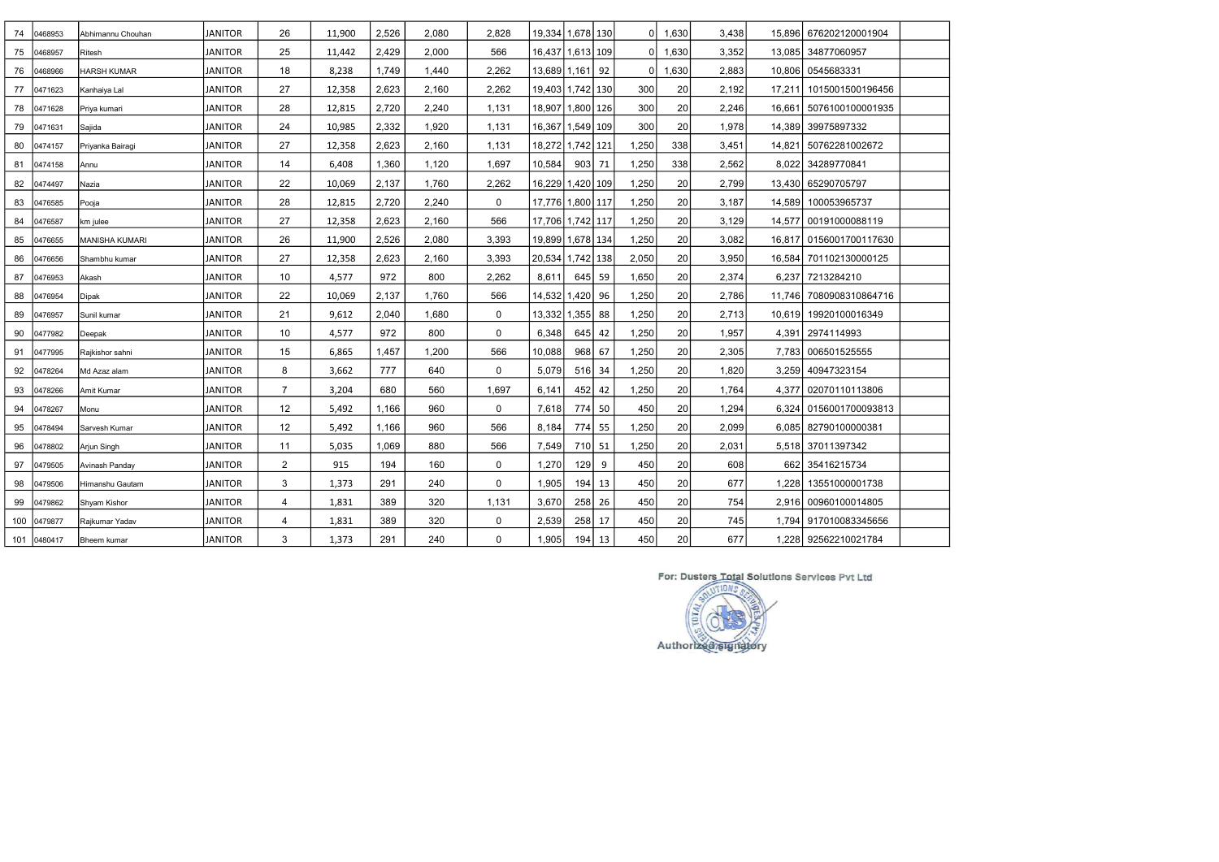| | | | | | | | | | | | | | | | | | |
|---|---|---|---|---|---|---|---|---|---|---|---|---|---|---|---|---|---|
| 74 | 0468953 | Abhimannu Chouhan | JANITOR | 26 | 11,900 | 2,526 | 2,080 | 2,828 | 19,334 | 1,678 | 130 | 0 | 1,630 | 3,438 | 15,896 | 676202120001904 | |
| 75 | 0468957 | Ritesh | JANITOR | 25 | 11,442 | 2,429 | 2,000 | 566 | 16,437 | 1,613 | 109 | 0 | 1,630 | 3,352 | 13,085 | 34877060957 | |
| 76 | 0468966 | HARSH KUMAR | JANITOR | 18 | 8,238 | 1,749 | 1,440 | 2,262 | 13,689 | 1,161 | 92 | 0 | 1,630 | 2,883 | 10,806 | 0545683331 | |
| 77 | 0471623 | Kanhaiya Lal | JANITOR | 27 | 12,358 | 2,623 | 2,160 | 2,262 | 19,403 | 1,742 | 130 | 300 | 20 | 2,192 | 17,211 | 1015001500196456 | |
| 78 | 0471628 | Priya kumari | JANITOR | 28 | 12,815 | 2,720 | 2,240 | 1,131 | 18,907 | 1,800 | 126 | 300 | 20 | 2,246 | 16,661 | 5076100100001935 | |
| 79 | 0471631 | Sajida | JANITOR | 24 | 10,985 | 2,332 | 1,920 | 1,131 | 16,367 | 1,549 | 109 | 300 | 20 | 1,978 | 14,389 | 39975897332 | |
| 80 | 0474157 | Priyanka Bairagi | JANITOR | 27 | 12,358 | 2,623 | 2,160 | 1,131 | 18,272 | 1,742 | 121 | 1,250 | 338 | 3,451 | 14,821 | 50762281002672 | |
| 81 | 0474158 | Annu | JANITOR | 14 | 6,408 | 1,360 | 1,120 | 1,697 | 10,584 | 903 | 71 | 1,250 | 338 | 2,562 | 8,022 | 34289770841 | |
| 82 | 0474497 | Nazia | JANITOR | 22 | 10,069 | 2,137 | 1,760 | 2,262 | 16,229 | 1,420 | 109 | 1,250 | 20 | 2,799 | 13,430 | 65290705797 | |
| 83 | 0476585 | Pooja | JANITOR | 28 | 12,815 | 2,720 | 2,240 | 0 | 17,776 | 1,800 | 117 | 1,250 | 20 | 3,187 | 14,589 | 100053965737 | |
| 84 | 0476587 | km julee | JANITOR | 27 | 12,358 | 2,623 | 2,160 | 566 | 17,706 | 1,742 | 117 | 1,250 | 20 | 3,129 | 14,577 | 00191000088119 | |
| 85 | 0476655 | MANISHA KUMARI | JANITOR | 26 | 11,900 | 2,526 | 2,080 | 3,393 | 19,899 | 1,678 | 134 | 1,250 | 20 | 3,082 | 16,817 | 0156001700117630 | |
| 86 | 0476656 | Shambhu kumar | JANITOR | 27 | 12,358 | 2,623 | 2,160 | 3,393 | 20,534 | 1,742 | 138 | 2,050 | 20 | 3,950 | 16,584 | 701102130000125 | |
| 87 | 0476953 | Akash | JANITOR | 10 | 4,577 | 972 | 800 | 2,262 | 8,611 | 645 | 59 | 1,650 | 20 | 2,374 | 6,237 | 7213284210 | |
| 88 | 0476954 | Dipak | JANITOR | 22 | 10,069 | 2,137 | 1,760 | 566 | 14,532 | 1,420 | 96 | 1,250 | 20 | 2,786 | 11,746 | 7080908310864716 | |
| 89 | 0476957 | Sunil kumar | JANITOR | 21 | 9,612 | 2,040 | 1,680 | 0 | 13,332 | 1,355 | 88 | 1,250 | 20 | 2,713 | 10,619 | 19920100016349 | |
| 90 | 0477982 | Deepak | JANITOR | 10 | 4,577 | 972 | 800 | 0 | 6,348 | 645 | 42 | 1,250 | 20 | 1,957 | 4,391 | 2974114993 | |
| 91 | 0477995 | Rajkishor sahni | JANITOR | 15 | 6,865 | 1,457 | 1,200 | 566 | 10,088 | 968 | 67 | 1,250 | 20 | 2,305 | 7,783 | 006501525555 | |
| 92 | 0478264 | Md Azaz alam | JANITOR | 8 | 3,662 | 777 | 640 | 0 | 5,079 | 516 | 34 | 1,250 | 20 | 1,820 | 3,259 | 40947323154 | |
| 93 | 0478266 | Amit Kumar | JANITOR | 7 | 3,204 | 680 | 560 | 1,697 | 6,141 | 452 | 42 | 1,250 | 20 | 1,764 | 4,377 | 02070110113806 | |
| 94 | 0478267 | Monu | JANITOR | 12 | 5,492 | 1,166 | 960 | 0 | 7,618 | 774 | 50 | 450 | 20 | 1,294 | 6,324 | 0156001700093813 | |
| 95 | 0478494 | Sarvesh Kumar | JANITOR | 12 | 5,492 | 1,166 | 960 | 566 | 8,184 | 774 | 55 | 1,250 | 20 | 2,099 | 6,085 | 82790100000381 | |
| 96 | 0478802 | Arjun Singh | JANITOR | 11 | 5,035 | 1,069 | 880 | 566 | 7,549 | 710 | 51 | 1,250 | 20 | 2,031 | 5,518 | 37011397342 | |
| 97 | 0479505 | Avinash Panday | JANITOR | 2 | 915 | 194 | 160 | 0 | 1,270 | 129 | 9 | 450 | 20 | 608 | 662 | 35416215734 | |
| 98 | 0479506 | Himanshu Gautam | JANITOR | 3 | 1,373 | 291 | 240 | 0 | 1,905 | 194 | 13 | 450 | 20 | 677 | 1,228 | 13551000001738 | |
| 99 | 0479862 | Shyam Kishor | JANITOR | 4 | 1,831 | 389 | 320 | 1,131 | 3,670 | 258 | 26 | 450 | 20 | 754 | 2,916 | 00960100014805 | |
| 100 | 0479877 | Rajkumar Yadav | JANITOR | 4 | 1,831 | 389 | 320 | 0 | 2,539 | 258 | 17 | 450 | 20 | 745 | 1,794 | 917010083345656 | |
| 101 | 0480417 | Bheem kumar | JANITOR | 3 | 1,373 | 291 | 240 | 0 | 1,905 | 194 | 13 | 450 | 20 | 677 | 1,228 | 92562210021784 | |

For: Dusters Total Solutions Services Pvt Ltd

Authorized signatory